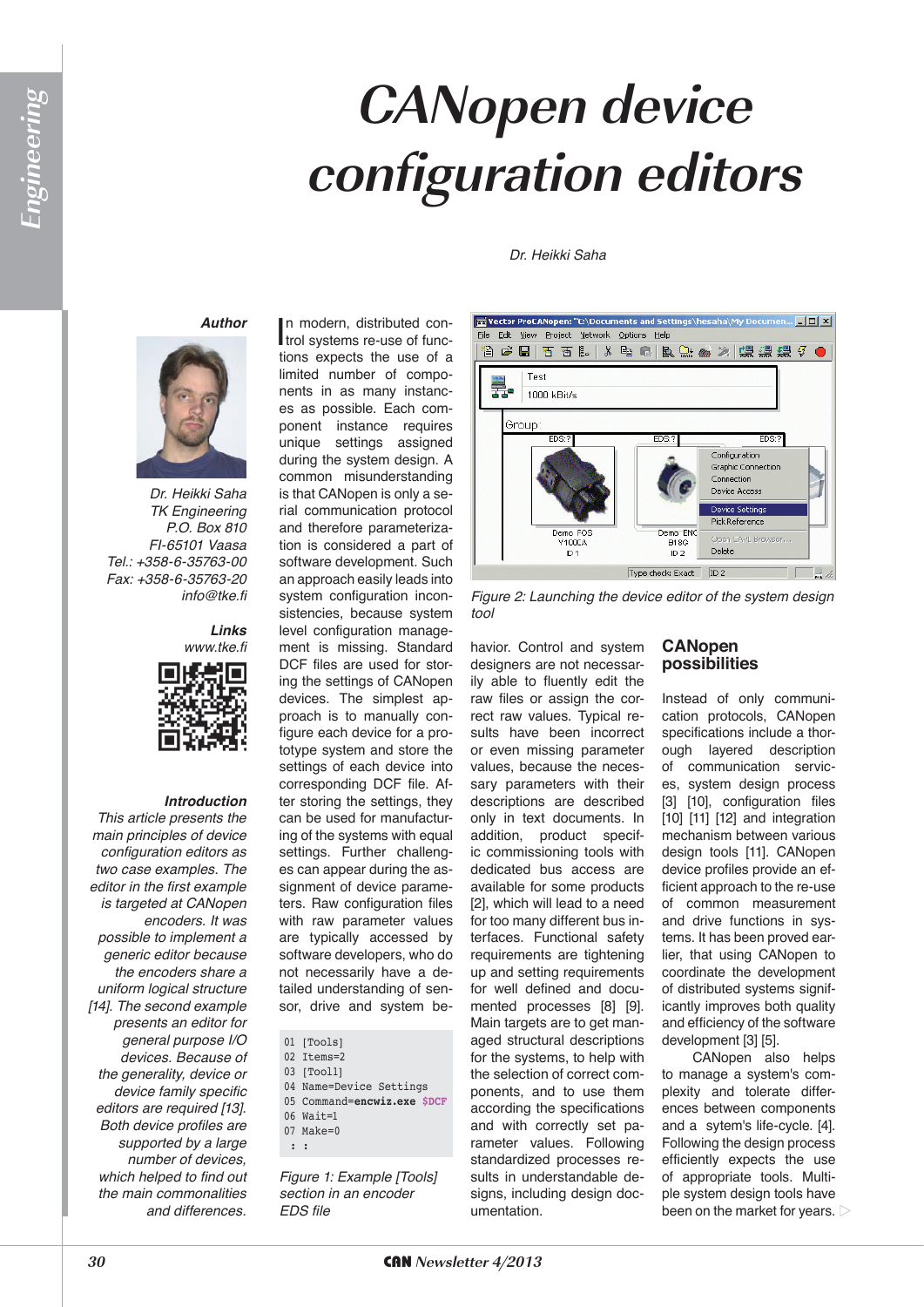# CANopen device configuration editors

*Dr. Heikki Saha*

### Author

*Dr. Heikki Saha*
*TK Engineering*
*P.O. Box 810*
*FI-65101 Vaasa*
*Tel.: +358-6-35763-00*
*Fax: +358-6-35763-20*
*info@tke.fi*

### Links

*www.tke.fi*

### Introduction

*This article presents the main principles of device configuration editors as two case examples. The editor in the first example is targeted at CANopen encoders. It was possible to implement a generic editor because the encoders share a uniform logical structure [14]. The second example presents an editor for general purpose I/O devices. Because of the generality, device or device family specific editors are required [13]. Both device profiles are supported by a large number of devices, which helped to find out the main commonalities and differences.*

In modern, distributed control systems re-use of functions expects the use of a limited number of components in as many instances as possible. Each component instance requires unique settings assigned during the system design. A common misunderstanding is that CANopen is only a serial communication protocol and therefore parameterization is considered a part of software development. Such an approach easily leads into system configuration inconsistencies, because system level configuration management is missing. Standard DCF files are used for storing the settings of CANopen devices. The simplest approach is to manually configure each device for a prototype system and store the settings of each device into corresponding DCF file. After storing the settings, they can be used for manufacturing of the systems with equal settings. Further challenges can appear during the assignment of device parameters. Raw configuration files with raw parameter values are typically accessed by software developers, who do not necessarily have a detailed understanding of sensor, drive and system behavior. Control and system designers are not necessarily able to fluently edit the raw files or assign the correct raw values. Typical results have been incorrect or even missing parameter values, because the necessary parameters with their descriptions are described only in text documents. In addition, product specific commissioning tools with dedicated bus access are available for some products [2], which will lead to a need for too many different bus interfaces. Functional safety requirements are tightening up and setting requirements for well defined and documented processes [8] [9]. Main targets are to get managed structural descriptions for the systems, to help with the selection of correct components, and to use them according the specifications and with correctly set parameter values. Following standardized processes results in understandable designs, including design documentation.

```
01 [Tools]
02 Items=2
03 [Tool1]
04 Name=Device Settings
05 Command=encwiz.exe $DCF
06 Wait=1
07 Make=0
 : :
```

*Figure 1: Example [Tools] section in an encoder EDS file*

*Figure 2: Launching the device editor of the system design tool*

## CANopen possibilities

Instead of only communication protocols, CANopen specifications include a thorough layered description of communication services, system design process [3] [10], configuration files [10] [11] [12] and integration mechanism between various design tools [11]. CANopen device profiles provide an efficient approach to the re-use of common measurement and drive functions in systems. It has been proved earlier, that using CANopen to coordinate the development of distributed systems significantly improves both quality and efficiency of the software development [3] [5].

CANopen also helps to manage a system's complexity and tolerate differences between components and a sytem's life-cycle. [4]. Following the design process efficiently expects the use of appropriate tools. Multiple system design tools have been on the market for years.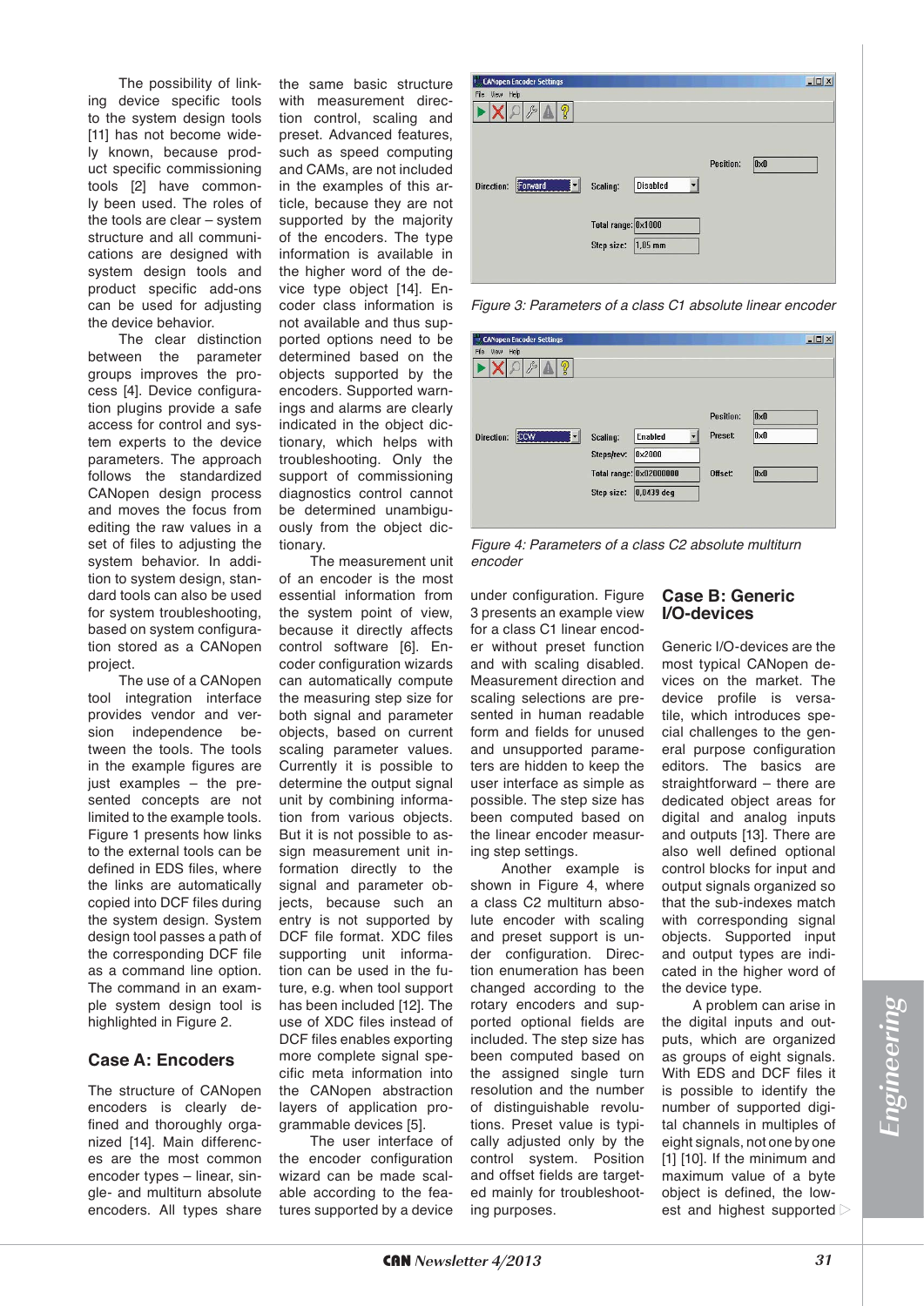The possibility of linking device specific tools to the system design tools [11] has not become widely known, because product specific commissioning tools [2] have commonly been used. The roles of the tools are clear – system structure and all communications are designed with system design tools and product specific add-ons can be used for adjusting the device behavior.

The clear distinction between the parameter groups improves the process [4]. Device configuration plugins provide a safe access for control and system experts to the device parameters. The approach follows the standardized CANopen design process and moves the focus from editing the raw values in a set of files to adjusting the system behavior. In addition to system design, standard tools can also be used for system troubleshooting, based on system configuration stored as a CANopen project.

The use of a CANopen tool integration interface provides vendor and version independence between the tools. The tools in the example figures are just examples – the presented concepts are not limited to the example tools. Figure 1 presents how links to the external tools can be defined in EDS files, where the links are automatically copied into DCF files during the system design. System design tool passes a path of the corresponding DCF file as a command line option. The command in an example system design tool is highlighted in Figure 2.

## Case A: Encoders

The structure of CANopen encoders is clearly defined and thoroughly organized [14]. Main differences are the most common encoder types – linear, single- and multiturn absolute encoders. All types share the same basic structure with measurement direction control, scaling and preset. Advanced features, such as speed computing and CAMs, are not included in the examples of this article, because they are not supported by the majority of the encoders. The type information is available in the higher word of the device type object [14]. Encoder class information is not available and thus supported options need to be determined based on the objects supported by the encoders. Supported warnings and alarms are clearly indicated in the object dictionary, which helps with troubleshooting. Only the support of commissioning diagnostics control cannot be determined unambiguously from the object dictionary.

The measurement unit of an encoder is the most essential information from the system point of view, because it directly affects control software [6]. Encoder configuration wizards can automatically compute the measuring step size for both signal and parameter objects, based on current scaling parameter values. Currently it is possible to determine the output signal unit by combining information from various objects. But it is not possible to assign measurement unit information directly to the signal and parameter objects, because such an entry is not supported by DCF file format. XDC files supporting unit information can be used in the future, e.g. when tool support has been included [12]. The use of XDC files instead of DCF files enables exporting more complete signal specific meta information into the CANopen abstraction layers of application programmable devices [5].

The user interface of the encoder configuration wizard can be made scalable according to the features supported by a device under configuration. Figure 3 presents an example view for a class C1 linear encoder without preset function and with scaling disabled. Measurement direction and scaling selections are presented in human readable form and fields for unused and unsupported parameters are hidden to keep the user interface as simple as possible. The step size has been computed based on the linear encoder measuring step settings.

Another example is shown in Figure 4, where a class C2 multiturn absolute encoder with scaling and preset support is under configuration. Direction enumeration has been changed according to the rotary encoders and supported optional fields are included. The step size has been computed based on the assigned single turn resolution and the number of distinguishable revolutions. Preset value is typically adjusted only by the control system. Position and offset fields are targeted mainly for troubleshooting purposes.

*Figure 3: Parameters of a class C1 absolute linear encoder*

*Figure 4: Parameters of a class C2 absolute multiturn encoder*

## Case B: Generic I/O-devices

Generic I/O-devices are the most typical CANopen devices on the market. The device profile is versatile, which introduces special challenges to the general purpose configuration editors. The basics are straightforward – there are dedicated object areas for digital and analog inputs and outputs [13]. There are also well defined optional control blocks for input and output signals organized so that the sub-indexes match with corresponding signal objects. Supported input and output types are indicated in the higher word of the device type.

A problem can arise in the digital inputs and outputs, which are organized as groups of eight signals. With EDS and DCF files it is possible to identify the number of supported digital channels in multiples of eight signals, not one by one [1] [10]. If the minimum and maximum value of a byte object is defined, the lowest and highest supported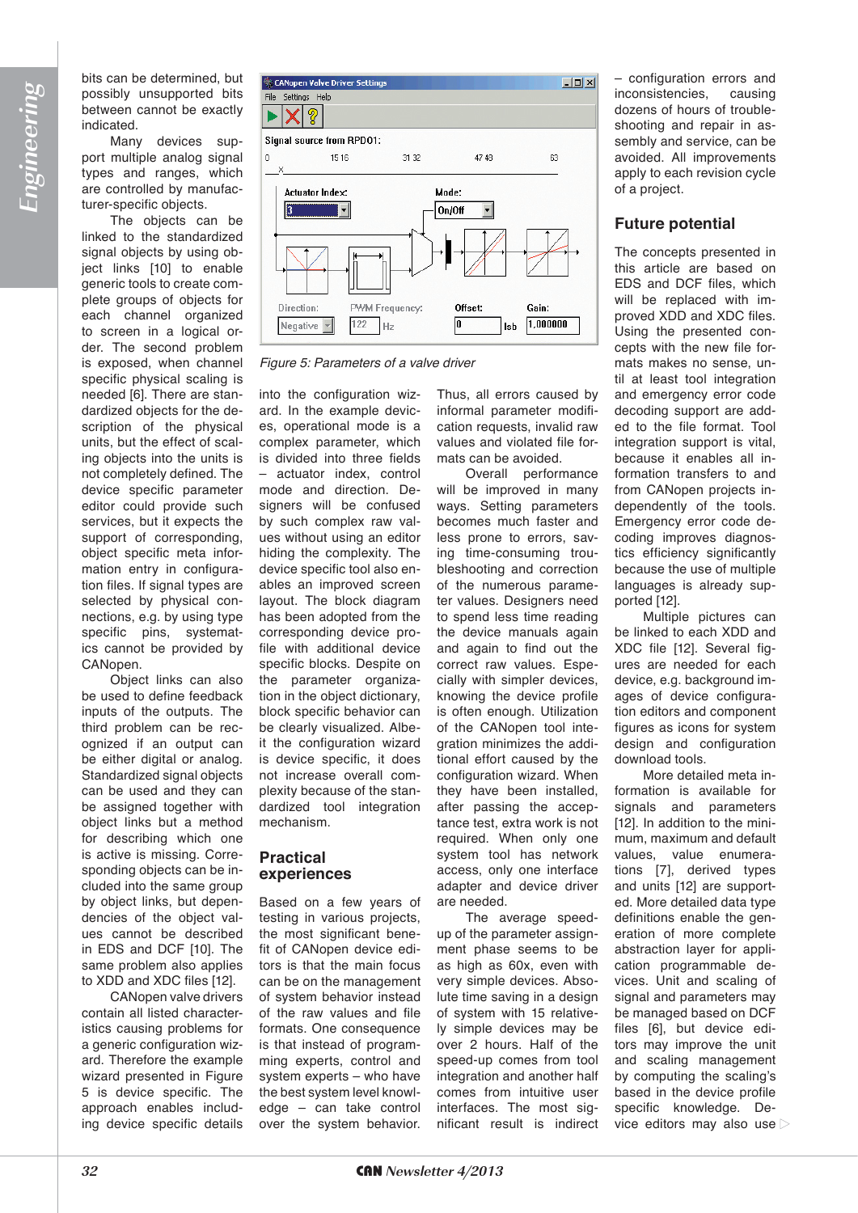bits can be determined, but possibly unsupported bits between cannot be exactly indicated.

Many devices support multiple analog signal types and ranges, which are controlled by manufacturer-specific objects.

The objects can be linked to the standardized signal objects by using object links [10] to enable generic tools to create complete groups of objects for each channel organized to screen in a logical order. The second problem is exposed, when channel specific physical scaling is needed [6]. There are standardized objects for the description of the physical units, but the effect of scaling objects into the units is not completely defined. The device specific parameter editor could provide such services, but it expects the support of corresponding, object specific meta information entry in configuration files. If signal types are selected by physical connections, e.g. by using type specific pins, systematics cannot be provided by CANopen.

Object links can also be used to define feedback inputs of the outputs. The third problem can be recognized if an output can be either digital or analog. Standardized signal objects can be used and they can be assigned together with object links but a method for describing which one is active is missing. Corresponding objects can be included into the same group by object links, but dependencies of the object values cannot be described in EDS and DCF [10]. The same problem also applies to XDD and XDC files [12].

CANopen valve drivers contain all listed characteristics causing problems for a generic configuration wizard. Therefore the example wizard presented in Figure 5 is device specific. The approach enables including device specific details into the configuration wizard. In the example devices, operational mode is a complex parameter, which is divided into three fields – actuator index, control mode and direction. Designers will be confused by such complex raw values without using an editor hiding the complexity. The device specific tool also enables an improved screen layout. The block diagram has been adopted from the corresponding device profile with additional device specific blocks. Despite on the parameter organization in the object dictionary, block specific behavior can be clearly visualized. Albeit the configuration wizard is device specific, it does not increase overall complexity because of the standardized tool integration mechanism.

*Figure 5: Parameters of a valve driver*

## Practical experiences

Based on a few years of testing in various projects, the most significant benefit of CANopen device editors is that the main focus can be on the management of system behavior instead of the raw values and file formats. One consequence is that instead of programming experts, control and system experts – who have the best system level knowledge – can take control over the system behavior. Thus, all errors caused by informal parameter modification requests, invalid raw values and violated file formats can be avoided.

Overall performance will be improved in many ways. Setting parameters becomes much faster and less prone to errors, saving time-consuming troubleshooting and correction of the numerous parameter values. Designers need to spend less time reading the device manuals again and again to find out the correct raw values. Especially with simpler devices, knowing the device profile is often enough. Utilization of the CANopen tool integration minimizes the additional effort caused by the configuration wizard. When they have been installed, after passing the acceptance test, extra work is not required. When only one system tool has network access, only one interface adapter and device driver are needed.

The average speed-up of the parameter assignment phase seems to be as high as 60x, even with very simple devices. Absolute time saving in a design of system with 15 relatively simple devices may be over 2 hours. Half of the speed-up comes from tool integration and another half comes from intuitive user interfaces. The most significant result is indirect – configuration errors and inconsistencies, causing dozens of hours of troubleshooting and repair in assembly and service, can be avoided. All improvements apply to each revision cycle of a project.

## Future potential

The concepts presented in this article are based on EDS and DCF files, which will be replaced with improved XDD and XDC files. Using the presented concepts with the new file formats makes no sense, until at least tool integration and emergency error code decoding support is added to the file format. Tool integration support is vital, because it enables all information transfers to and from CANopen projects independently of the tools. Emergency error code decoding improves diagnostics efficiency significantly because the use of multiple languages is already supported [12].

Multiple pictures can be linked to each XDD and XDC file [12]. Several figures are needed for each device, e.g. background images of device configuration editors and component figures as icons for system design and configuration download tools.

More detailed meta information is available for signals and parameters [12]. In addition to the minimum, maximum and default values, value enumerations [7], derived types and units [12] are supported. More detailed data type definitions enable the generation of more complete abstraction layer for application programmable devices. Unit and scaling of signal and parameters may be managed based on DCF files [6], but device editors may improve the unit and scaling management by computing the scaling's based in the device profile specific knowledge. Device editors may also use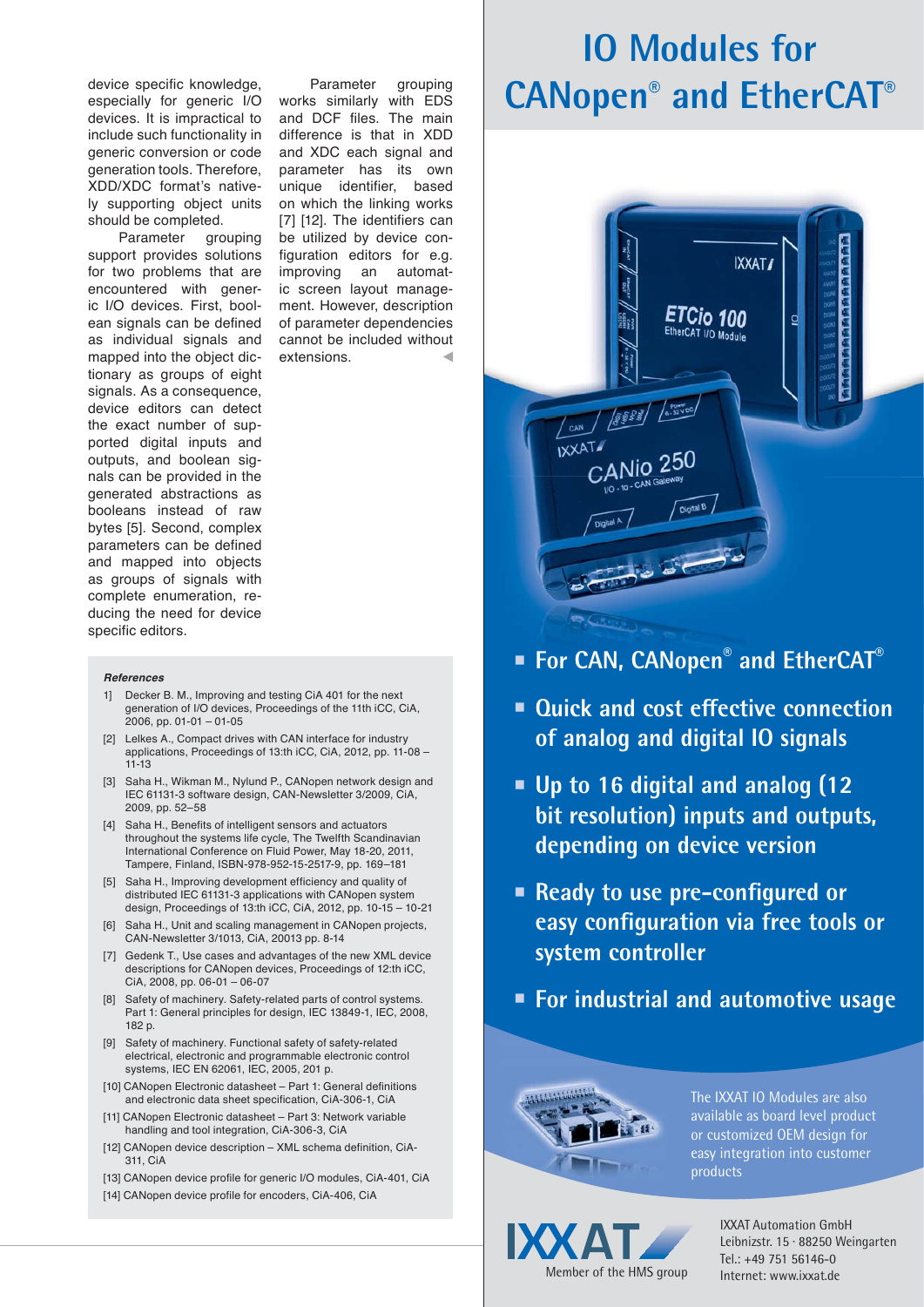device specific knowledge, especially for generic I/O devices. It is impractical to include such functionality in generic conversion or code generation tools. Therefore, XDD/XDC format's natively supporting object units should be completed.

Parameter grouping support provides solutions for two problems that are encountered with generic I/O devices. First, boolean signals can be defined as individual signals and mapped into the object dictionary as groups of eight signals. As a consequence, device editors can detect the exact number of supported digital inputs and outputs, and boolean signals can be provided in the generated abstractions as booleans instead of raw bytes [5]. Second, complex parameters can be defined and mapped into objects as groups of signals with complete enumeration, reducing the need for device specific editors.

Parameter grouping works similarly with EDS and DCF files. The main difference is that in XDD and XDC each signal and parameter has its own unique identifier, based on which the linking works [7] [12]. The identifiers can be utilized by device configuration editors for e.g. improving an automatic screen layout management. However, description of parameter dependencies cannot be included without extensions. ◀

***References***

1] Decker B. M., Improving and testing CiA 401 for the next generation of I/O devices, Proceedings of the 11th iCC, CiA, 2006, pp. 01-01 – 01-05

[2] Lelkes A., Compact drives with CAN interface for industry applications, Proceedings of 13:th iCC, CiA, 2012, pp. 11-08 – 11-13

[3] Saha H., Wikman M., Nylund P., CANopen network design and IEC 61131-3 software design, CAN-Newsletter 3/2009, CiA, 2009, pp. 52–58

[4] Saha H., Benefits of intelligent sensors and actuators throughout the systems life cycle, The Twelfth Scandinavian International Conference on Fluid Power, May 18-20, 2011, Tampere, Finland, ISBN-978-952-15-2517-9, pp. 169–181

[5] Saha H., Improving development efficiency and quality of distributed IEC 61131-3 applications with CANopen system design, Proceedings of 13:th iCC, CiA, 2012, pp. 10-15 – 10-21

[6] Saha H., Unit and scaling management in CANopen projects, CAN-Newsletter 3/1013, CiA, 20013 pp. 8-14

[7] Gedenk T., Use cases and advantages of the new XML device descriptions for CANopen devices, Proceedings of 12:th iCC, CiA, 2008, pp. 06-01 – 06-07

[8] Safety of machinery. Safety-related parts of control systems. Part 1: General principles for design, IEC 13849-1, IEC, 2008, 182 p.

[9] Safety of machinery. Functional safety of safety-related electrical, electronic and programmable electronic control systems, IEC EN 62061, IEC, 2005, 201 p.

[10] CANopen Electronic datasheet – Part 1: General definitions and electronic data sheet specification, CiA-306-1, CiA

[11] CANopen Electronic datasheet – Part 3: Network variable handling and tool integration, CiA-306-3, CiA

[12] CANopen device description – XML schema definition, CiA-311, CiA

[13] CANopen device profile for generic I/O modules, CiA-401, CiA

[14] CANopen device profile for encoders, CiA-406, CiA

# IO Modules for CANopen® and EtherCAT®

- **For CAN, CANopen® and EtherCAT®**
- **Quick and cost effective connection of analog and digital IO signals**
- **Up to 16 digital and analog (12 bit resolution) inputs and outputs, depending on device version**
- **Ready to use pre-configured or easy configuration via free tools or system controller**
- **For industrial and automotive usage**

The IXXAT IO Modules are also available as board level product or customized OEM design for easy integration into customer products

IXXAT
Member of the HMS group

IXXAT Automation GmbH
Leibnizstr. 15 · 88250 Weingarten
Tel.: +49 751 56146-0
Internet: www.ixxat.de